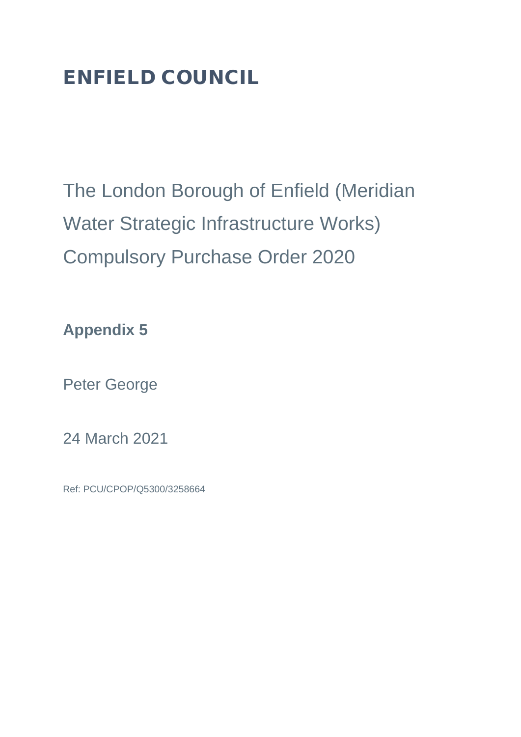**ENFIELD COUNCIL**

# The London Borough of Enfield (Meridian Water Strategic Infrastructure Works) Compulsory Purchase Order 2020

**Appendix 5**

Peter George

24 March 2021

Ref: PCU/CPOP/Q5300/3258664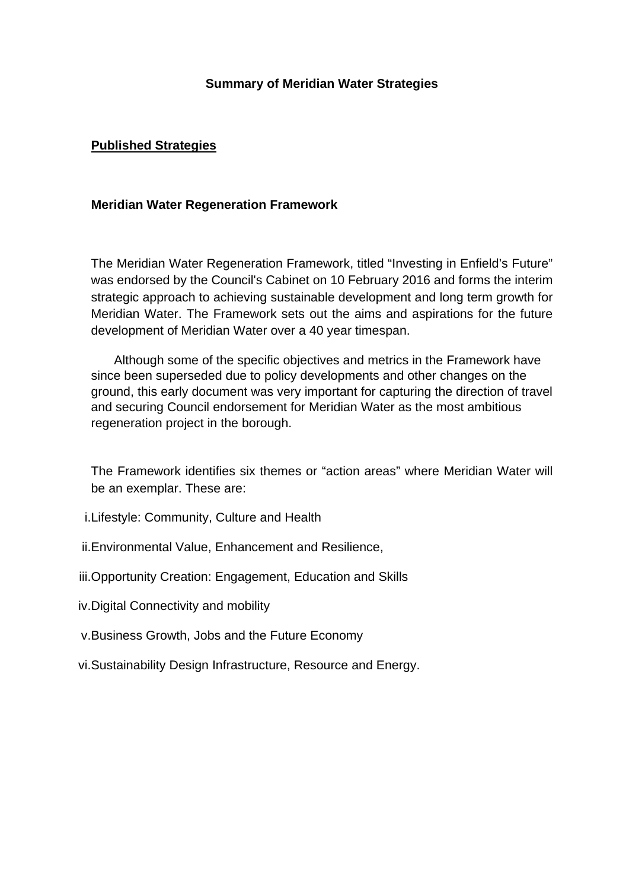**Summary of Meridian Water Strategies**

## Published Strategies

### Meridian Water Regeneration Framework

The Meridian Water Regeneration Framework, titled "Investing in Enfield's Future" was endorsed by the Council's Cabinet on 10 February 2016 and forms the interim strategic approach to achieving sustainable development and long term growth for Meridian Water. The Framework sets out the aims and aspirations for the future development of Meridian Water over a 40 year timespan.

Although some of the specific objectives and metrics in the Framework have since been superseded due to policy developments and other changes on the ground, this early document was very important for capturing the direction of travel and securing Council endorsement for Meridian Water as the most ambitious regeneration project in the borough.

The Framework identifies six themes or "action areas" where Meridian Water will be an exemplar. These are:

i. Lifestyle: Community, Culture and Health

ii. Environmental Value, Enhancement and Resilience,

iii. Opportunity Creation: Engagement, Education and Skills

iv. Digital Connectivity and mobility

v. Business Growth, Jobs and the Future Economy

vi. Sustainability Design Infrastructure, Resource and Energy.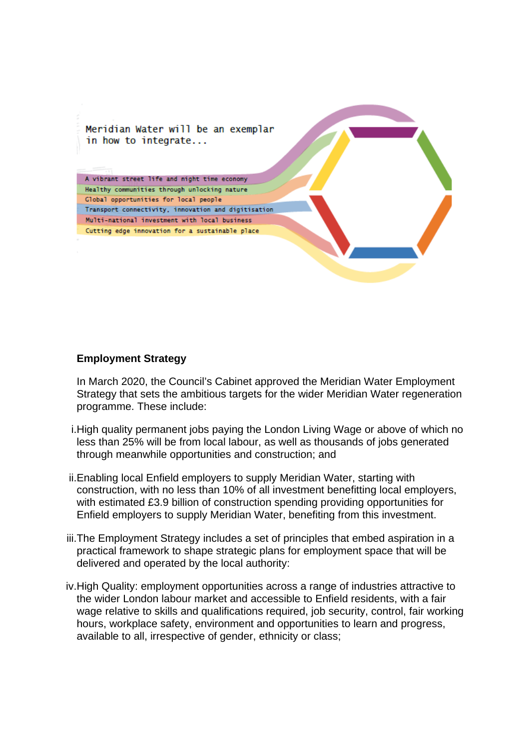Meridian Water will be an exemplar in how to integrate...

- A vibrant street life and night time economy
- Healthy communities through unlocking nature
- Global opportunities for local people
- Transport connectivity, innovation and digitisation
- Multi-national investment with local business
- Cutting edge innovation for a sustainable place

**Employment Strategy**

In March 2020, the Council's Cabinet approved the Meridian Water Employment Strategy that sets the ambitious targets for the wider Meridian Water regeneration programme. These include:

i. High quality permanent jobs paying the London Living Wage or above of which no less than 25% will be from local labour, as well as thousands of jobs generated through meanwhile opportunities and construction; and

ii. Enabling local Enfield employers to supply Meridian Water, starting with construction, with no less than 10% of all investment benefitting local employers, with estimated £3.9 billion of construction spending providing opportunities for Enfield employers to supply Meridian Water, benefiting from this investment.

iii. The Employment Strategy includes a set of principles that embed aspiration in a practical framework to shape strategic plans for employment space that will be delivered and operated by the local authority:

iv. High Quality: employment opportunities across a range of industries attractive to the wider London labour market and accessible to Enfield residents, with a fair wage relative to skills and qualifications required, job security, control, fair working hours, workplace safety, environment and opportunities to learn and progress, available to all, irrespective of gender, ethnicity or class;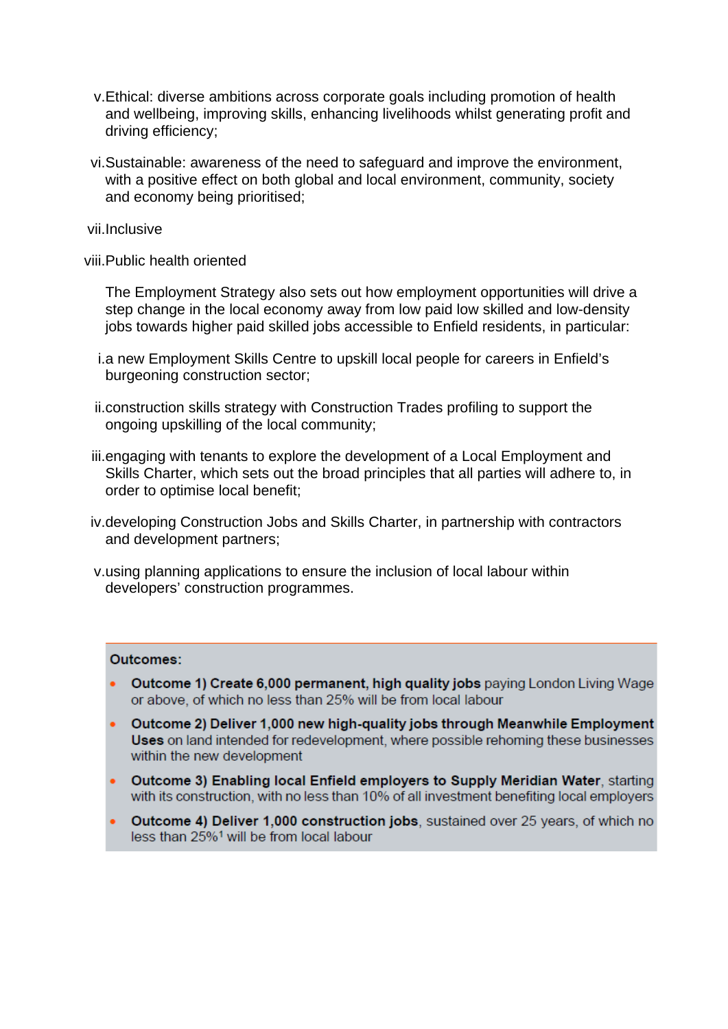v. Ethical: diverse ambitions across corporate goals including promotion of health and wellbeing, improving skills, enhancing livelihoods whilst generating profit and driving efficiency;

vi. Sustainable: awareness of the need to safeguard and improve the environment, with a positive effect on both global and local environment, community, society and economy being prioritised;

vii. Inclusive

viii. Public health oriented

The Employment Strategy also sets out how employment opportunities will drive a step change in the local economy away from low paid low skilled and low-density jobs towards higher paid skilled jobs accessible to Enfield residents, in particular:

i. a new Employment Skills Centre to upskill local people for careers in Enfield's burgeoning construction sector;

ii. construction skills strategy with Construction Trades profiling to support the ongoing upskilling of the local community;

iii. engaging with tenants to explore the development of a Local Employment and Skills Charter, which sets out the broad principles that all parties will adhere to, in order to optimise local benefit;

iv. developing Construction Jobs and Skills Charter, in partnership with contractors and development partners;

v. using planning applications to ensure the inclusion of local labour within developers' construction programmes.

**Outcomes:**

- **Outcome 1) Create 6,000 permanent, high quality jobs** paying London Living Wage or above, of which no less than 25% will be from local labour
- **Outcome 2) Deliver 1,000 new high-quality jobs through Meanwhile Employment Uses** on land intended for redevelopment, where possible rehoming these businesses within the new development
- **Outcome 3) Enabling local Enfield employers to Supply Meridian Water**, starting with its construction, with no less than 10% of all investment benefiting local employers
- **Outcome 4) Deliver 1,000 construction jobs**, sustained over 25 years, of which no less than 25%[1] will be from local labour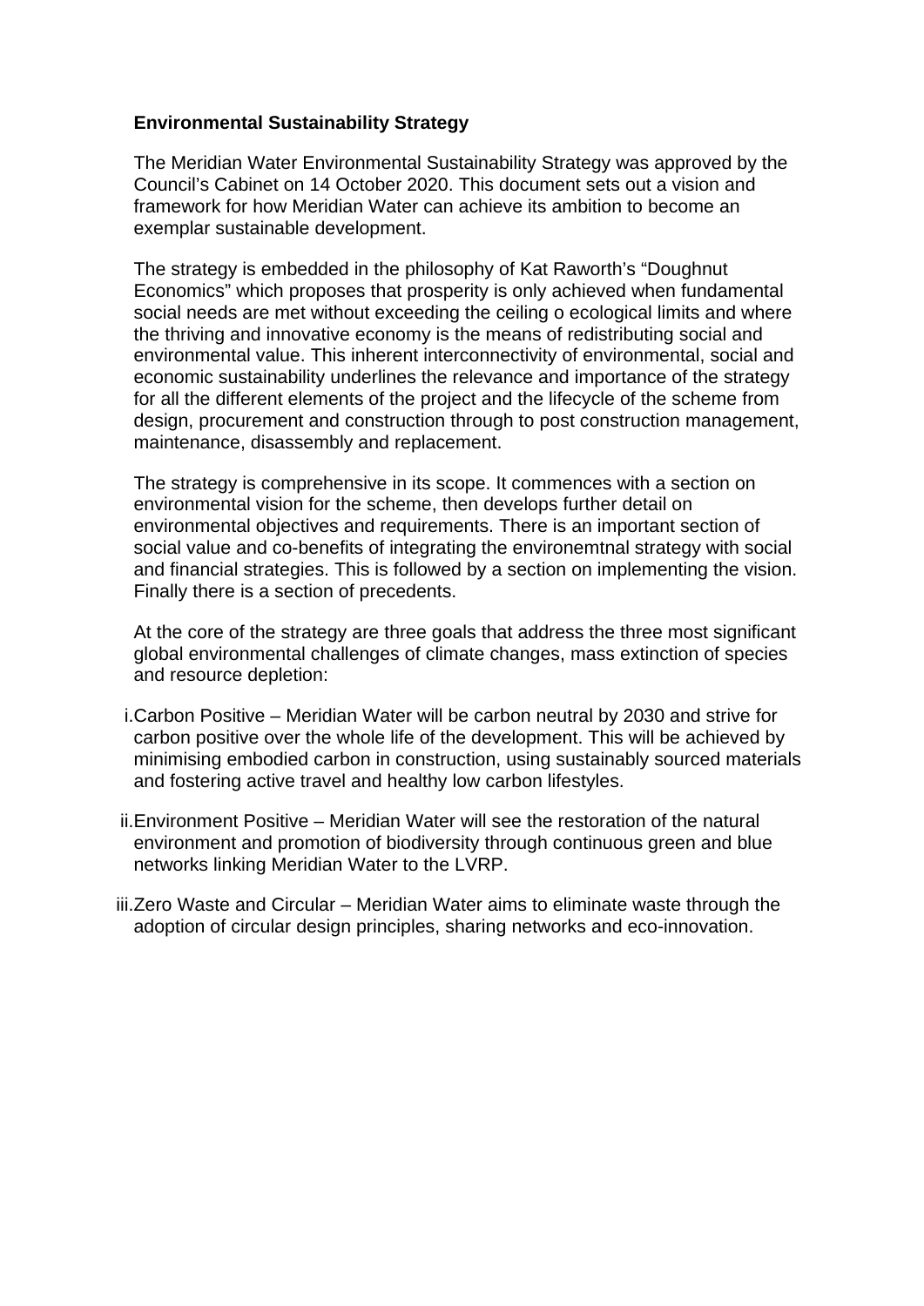**Environmental Sustainability Strategy**

The Meridian Water Environmental Sustainability Strategy was approved by the Council's Cabinet on 14 October 2020. This document sets out a vision and framework for how Meridian Water can achieve its ambition to become an exemplar sustainable development.

The strategy is embedded in the philosophy of Kat Raworth's "Doughnut Economics" which proposes that prosperity is only achieved when fundamental social needs are met without exceeding the ceiling o ecological limits and where the thriving and innovative economy is the means of redistributing social and environmental value. This inherent interconnectivity of environmental, social and economic sustainability underlines the relevance and importance of the strategy for all the different elements of the project and the lifecycle of the scheme from design, procurement and construction through to post construction management, maintenance, disassembly and replacement.

The strategy is comprehensive in its scope. It commences with a section on environmental vision for the scheme, then develops further detail on environmental objectives and requirements. There is an important section of social value and co-benefits of integrating the environemtnal strategy with social and financial strategies. This is followed by a section on implementing the vision. Finally there is a section of precedents.

At the core of the strategy are three goals that address the three most significant global environmental challenges of climate changes, mass extinction of species and resource depletion:

i. Carbon Positive – Meridian Water will be carbon neutral by 2030 and strive for carbon positive over the whole life of the development. This will be achieved by minimising embodied carbon in construction, using sustainably sourced materials and fostering active travel and healthy low carbon lifestyles.

ii. Environment Positive – Meridian Water will see the restoration of the natural environment and promotion of biodiversity through continuous green and blue networks linking Meridian Water to the LVRP.

iii. Zero Waste and Circular – Meridian Water aims to eliminate waste through the adoption of circular design principles, sharing networks and eco-innovation.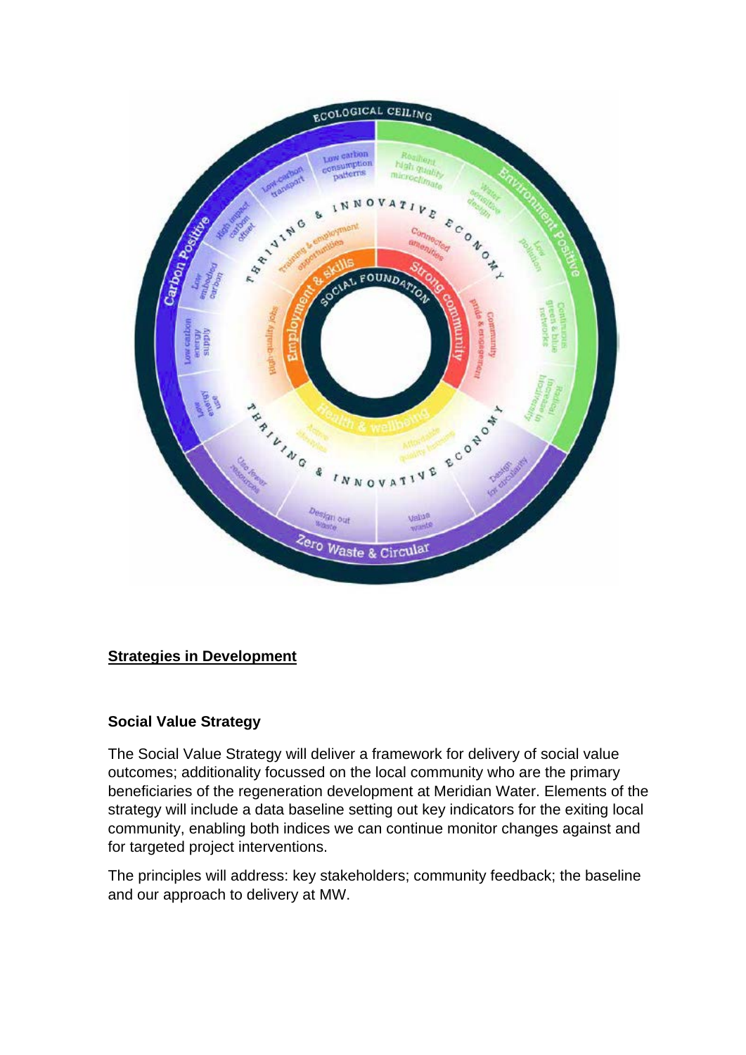## Strategies in Development

### Social Value Strategy

The Social Value Strategy will deliver a framework for delivery of social value outcomes; additionality focussed on the local community who are the primary beneficiaries of the regeneration development at Meridian Water. Elements of the strategy will include a data baseline setting out key indicators for the exiting local community, enabling both indices we can continue monitor changes against and for targeted project interventions.

The principles will address: key stakeholders; community feedback; the baseline and our approach to delivery at MW.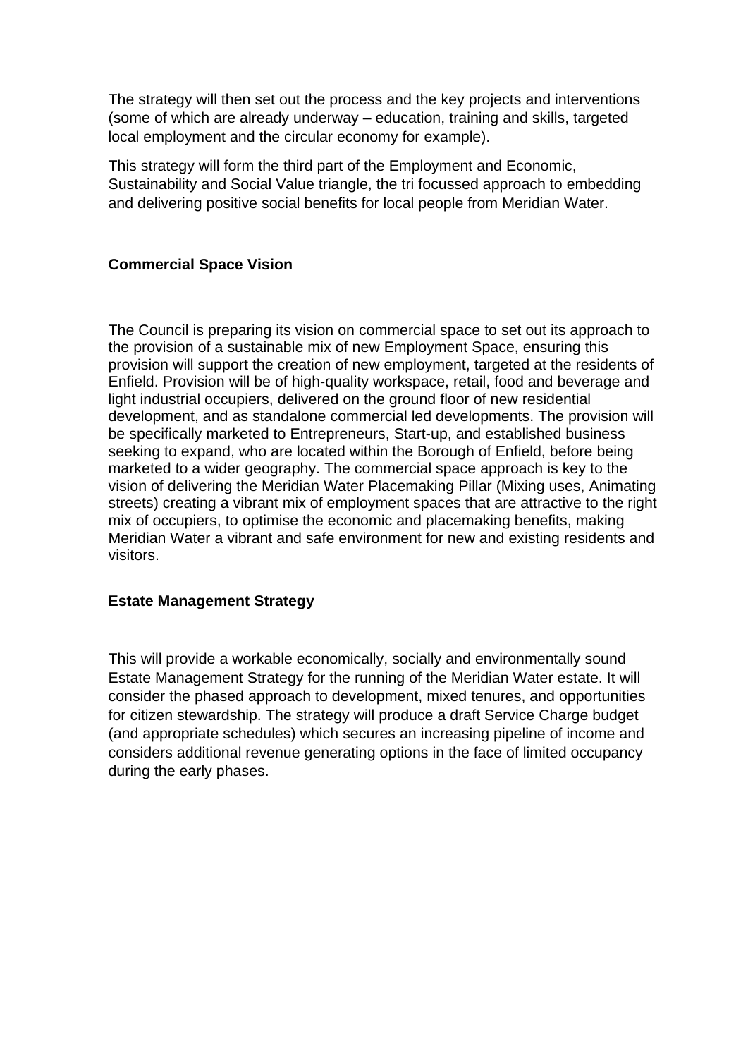The strategy will then set out the process and the key projects and interventions (some of which are already underway – education, training and skills, targeted local employment and the circular economy for example).

This strategy will form the third part of the Employment and Economic, Sustainability and Social Value triangle, the tri focussed approach to embedding and delivering positive social benefits for local people from Meridian Water.

**Commercial Space Vision**

The Council is preparing its vision on commercial space to set out its approach to the provision of a sustainable mix of new Employment Space, ensuring this provision will support the creation of new employment, targeted at the residents of Enfield. Provision will be of high-quality workspace, retail, food and beverage and light industrial occupiers, delivered on the ground floor of new residential development, and as standalone commercial led developments. The provision will be specifically marketed to Entrepreneurs, Start-up, and established business seeking to expand, who are located within the Borough of Enfield, before being marketed to a wider geography. The commercial space approach is key to the vision of delivering the Meridian Water Placemaking Pillar (Mixing uses, Animating streets) creating a vibrant mix of employment spaces that are attractive to the right mix of occupiers, to optimise the economic and placemaking benefits, making Meridian Water a vibrant and safe environment for new and existing residents and visitors.

**Estate Management Strategy**

This will provide a workable economically, socially and environmentally sound Estate Management Strategy for the running of the Meridian Water estate. It will consider the phased approach to development, mixed tenures, and opportunities for citizen stewardship. The strategy will produce a draft Service Charge budget (and appropriate schedules) which secures an increasing pipeline of income and considers additional revenue generating options in the face of limited occupancy during the early phases.